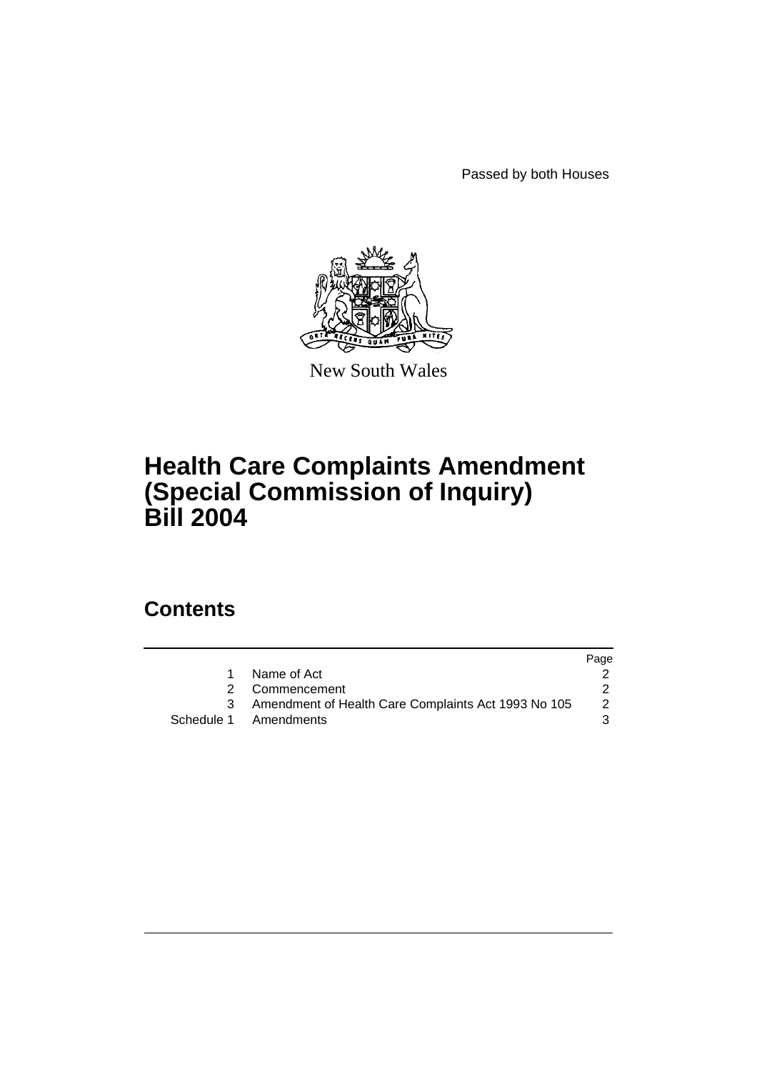Passed by both Houses

New South Wales

# Health Care Complaints Amendment (Special Commission of Inquiry) Bill 2004

## Contents

| | | Page |
|---|---|---|
| 1 | Name of Act | 2 |
| 2 | Commencement | 2 |
| 3 | Amendment of Health Care Complaints Act 1993 No 105 | 2 |
| Schedule 1 | Amendments | 3 |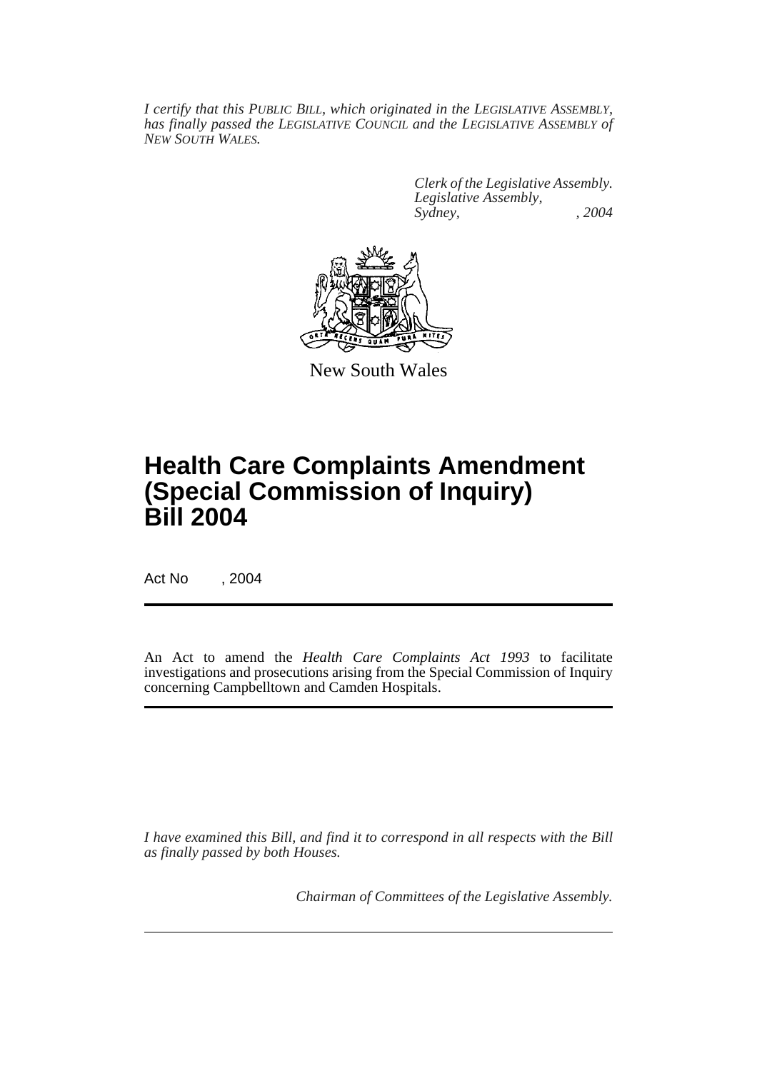*I certify that this PUBLIC BILL, which originated in the LEGISLATIVE ASSEMBLY, has finally passed the LEGISLATIVE COUNCIL and the LEGISLATIVE ASSEMBLY of NEW SOUTH WALES.*

*Clerk of the Legislative Assembly.*
*Legislative Assembly,*
*Sydney, , 2004*

New South Wales

# Health Care Complaints Amendment (Special Commission of Inquiry) Bill 2004

Act No , 2004

An Act to amend the *Health Care Complaints Act 1993* to facilitate investigations and prosecutions arising from the Special Commission of Inquiry concerning Campbelltown and Camden Hospitals.

*I have examined this Bill, and find it to correspond in all respects with the Bill as finally passed by both Houses.*

*Chairman of Committees of the Legislative Assembly.*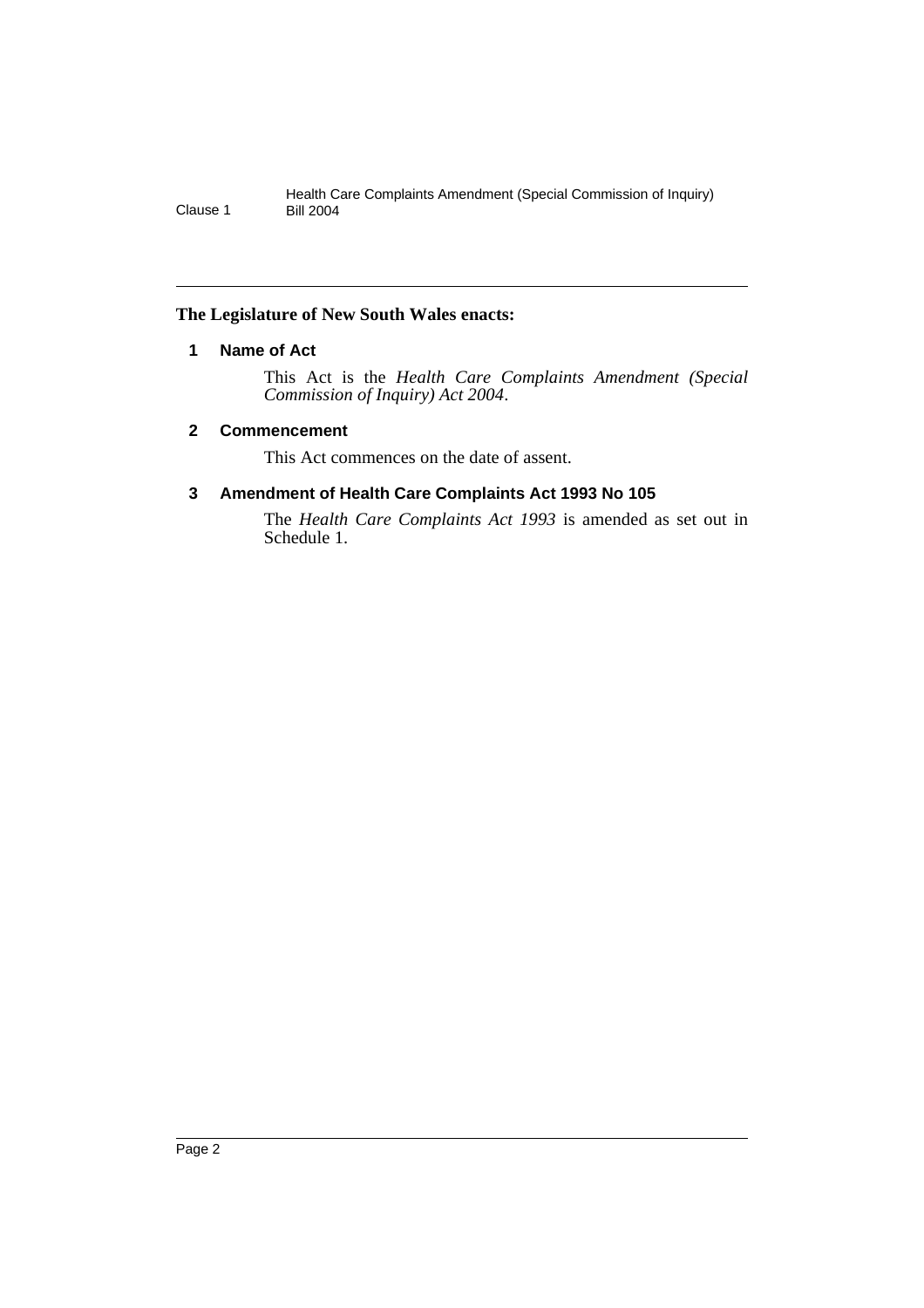**The Legislature of New South Wales enacts:**

## 1 Name of Act

This Act is the *Health Care Complaints Amendment (Special Commission of Inquiry) Act 2004*.

## 2 Commencement

This Act commences on the date of assent.

## 3 Amendment of Health Care Complaints Act 1993 No 105

The *Health Care Complaints Act 1993* is amended as set out in Schedule 1.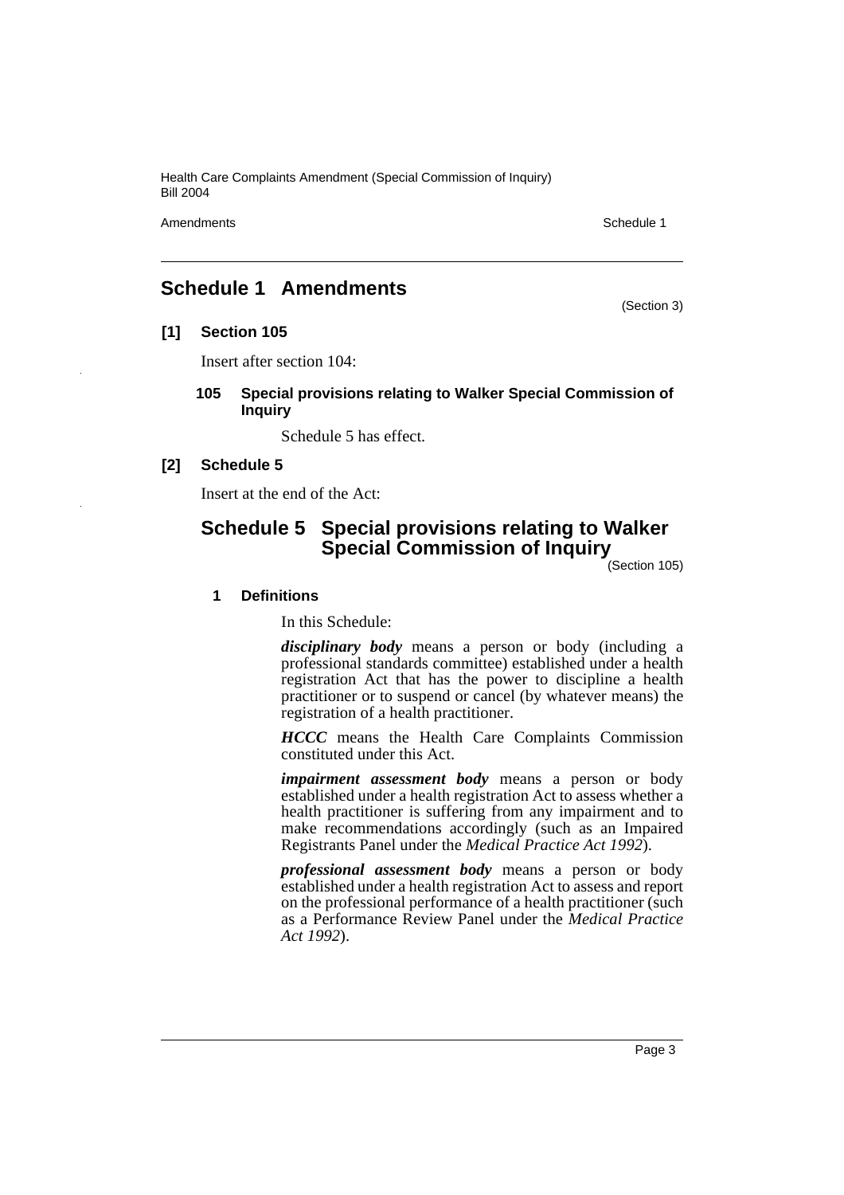# Schedule 1 Amendments

(Section 3)

## [1] Section 105

Insert after section 104:

### 105 Special provisions relating to Walker Special Commission of Inquiry

Schedule 5 has effect.

## [2] Schedule 5

Insert at the end of the Act:

# Schedule 5 Special provisions relating to Walker Special Commission of Inquiry

(Section 105)

### 1 Definitions

In this Schedule:

***disciplinary body*** means a person or body (including a professional standards committee) established under a health registration Act that has the power to discipline a health practitioner or to suspend or cancel (by whatever means) the registration of a health practitioner.

***HCCC*** means the Health Care Complaints Commission constituted under this Act.

***impairment assessment body*** means a person or body established under a health registration Act to assess whether a health practitioner is suffering from any impairment and to make recommendations accordingly (such as an Impaired Registrants Panel under the *Medical Practice Act 1992*).

***professional assessment body*** means a person or body established under a health registration Act to assess and report on the professional performance of a health practitioner (such as a Performance Review Panel under the *Medical Practice Act 1992*).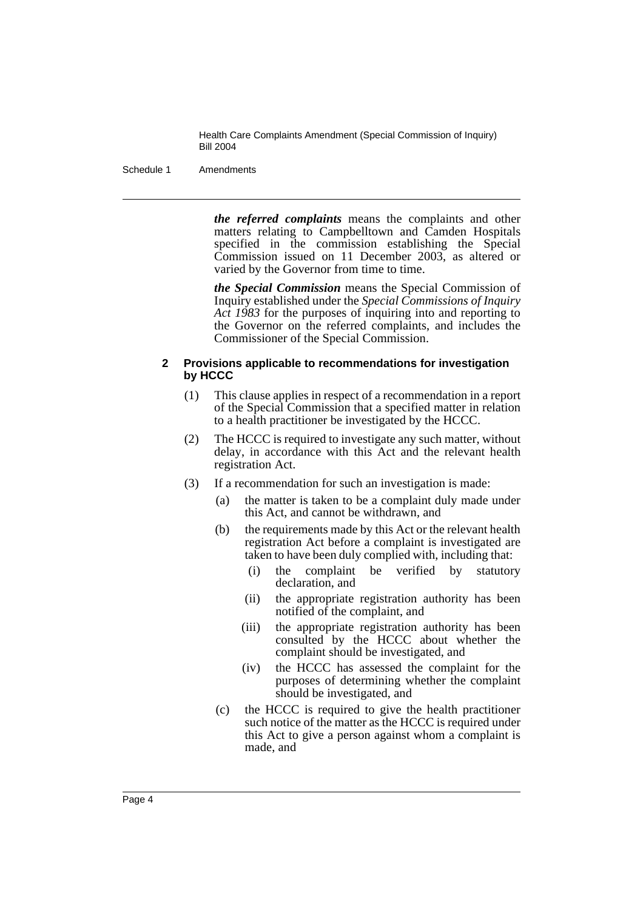***the referred complaints*** means the complaints and other matters relating to Campbelltown and Camden Hospitals specified in the commission establishing the Special Commission issued on 11 December 2003, as altered or varied by the Governor from time to time.

***the Special Commission*** means the Special Commission of Inquiry established under the *Special Commissions of Inquiry Act 1983* for the purposes of inquiring into and reporting to the Governor on the referred complaints, and includes the Commissioner of the Special Commission.

**2 Provisions applicable to recommendations for investigation by HCCC**

(1) This clause applies in respect of a recommendation in a report of the Special Commission that a specified matter in relation to a health practitioner be investigated by the HCCC.

(2) The HCCC is required to investigate any such matter, without delay, in accordance with this Act and the relevant health registration Act.

(3) If a recommendation for such an investigation is made:

- (a) the matter is taken to be a complaint duly made under this Act, and cannot be withdrawn, and
- (b) the requirements made by this Act or the relevant health registration Act before a complaint is investigated are taken to have been duly complied with, including that:
  - (i) the complaint be verified by statutory declaration, and
  - (ii) the appropriate registration authority has been notified of the complaint, and
  - (iii) the appropriate registration authority has been consulted by the HCCC about whether the complaint should be investigated, and
  - (iv) the HCCC has assessed the complaint for the purposes of determining whether the complaint should be investigated, and
- (c) the HCCC is required to give the health practitioner such notice of the matter as the HCCC is required under this Act to give a person against whom a complaint is made, and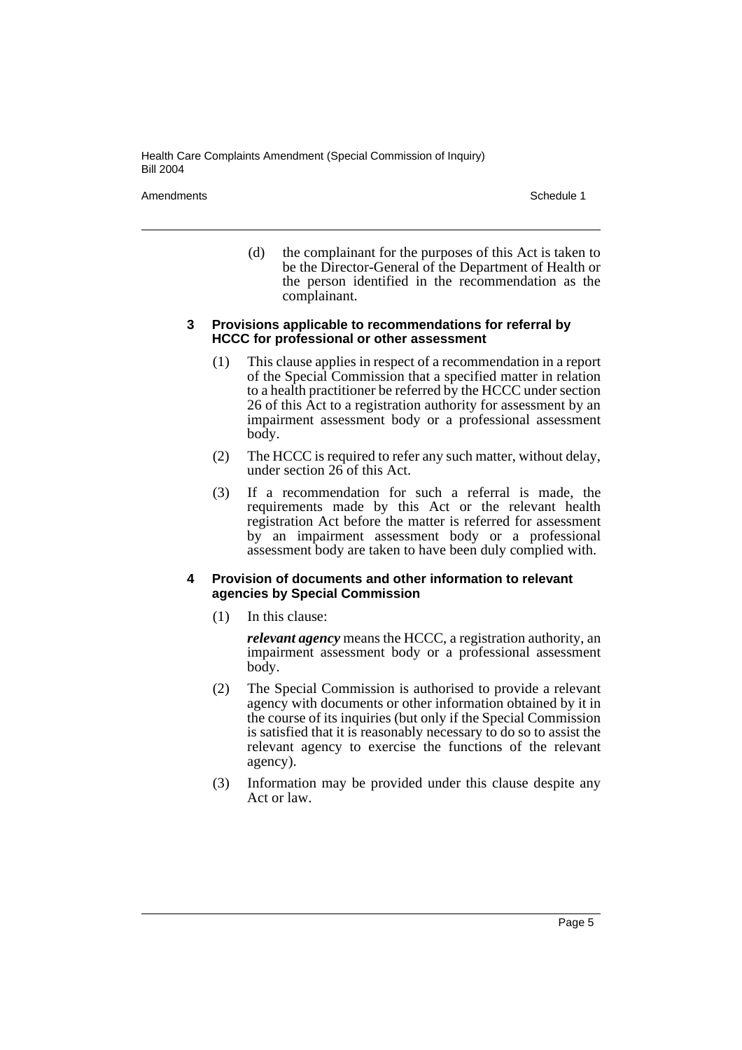(d) the complainant for the purposes of this Act is taken to be the Director-General of the Department of Health or the person identified in the recommendation as the complainant.

**3 Provisions applicable to recommendations for referral by HCCC for professional or other assessment**

(1) This clause applies in respect of a recommendation in a report of the Special Commission that a specified matter in relation to a health practitioner be referred by the HCCC under section 26 of this Act to a registration authority for assessment by an impairment assessment body or a professional assessment body.

(2) The HCCC is required to refer any such matter, without delay, under section 26 of this Act.

(3) If a recommendation for such a referral is made, the requirements made by this Act or the relevant health registration Act before the matter is referred for assessment by an impairment assessment body or a professional assessment body are taken to have been duly complied with.

**4 Provision of documents and other information to relevant agencies by Special Commission**

(1) In this clause:

***relevant agency*** means the HCCC, a registration authority, an impairment assessment body or a professional assessment body.

(2) The Special Commission is authorised to provide a relevant agency with documents or other information obtained by it in the course of its inquiries (but only if the Special Commission is satisfied that it is reasonably necessary to do so to assist the relevant agency to exercise the functions of the relevant agency).

(3) Information may be provided under this clause despite any Act or law.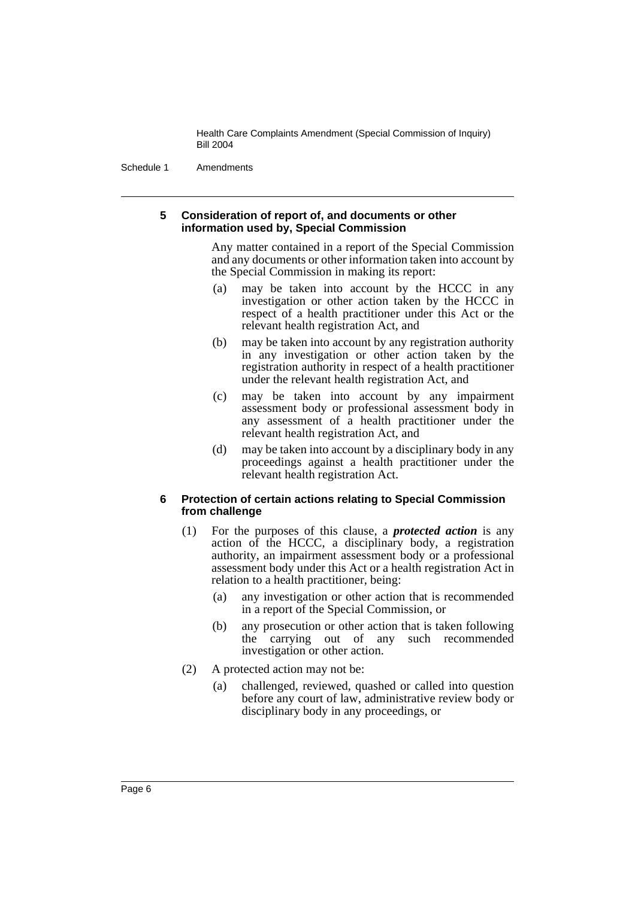#### 5 Consideration of report of, and documents or other information used by, Special Commission

Any matter contained in a report of the Special Commission and any documents or other information taken into account by the Special Commission in making its report:

(a) may be taken into account by the HCCC in any investigation or other action taken by the HCCC in respect of a health practitioner under this Act or the relevant health registration Act, and

(b) may be taken into account by any registration authority in any investigation or other action taken by the registration authority in respect of a health practitioner under the relevant health registration Act, and

(c) may be taken into account by any impairment assessment body or professional assessment body in any assessment of a health practitioner under the relevant health registration Act, and

(d) may be taken into account by a disciplinary body in any proceedings against a health practitioner under the relevant health registration Act.

#### 6 Protection of certain actions relating to Special Commission from challenge

(1) For the purposes of this clause, a ***protected action*** is any action of the HCCC, a disciplinary body, a registration authority, an impairment assessment body or a professional assessment body under this Act or a health registration Act in relation to a health practitioner, being:

(a) any investigation or other action that is recommended in a report of the Special Commission, or

(b) any prosecution or other action that is taken following the carrying out of any such recommended investigation or other action.

(2) A protected action may not be:

(a) challenged, reviewed, quashed or called into question before any court of law, administrative review body or disciplinary body in any proceedings, or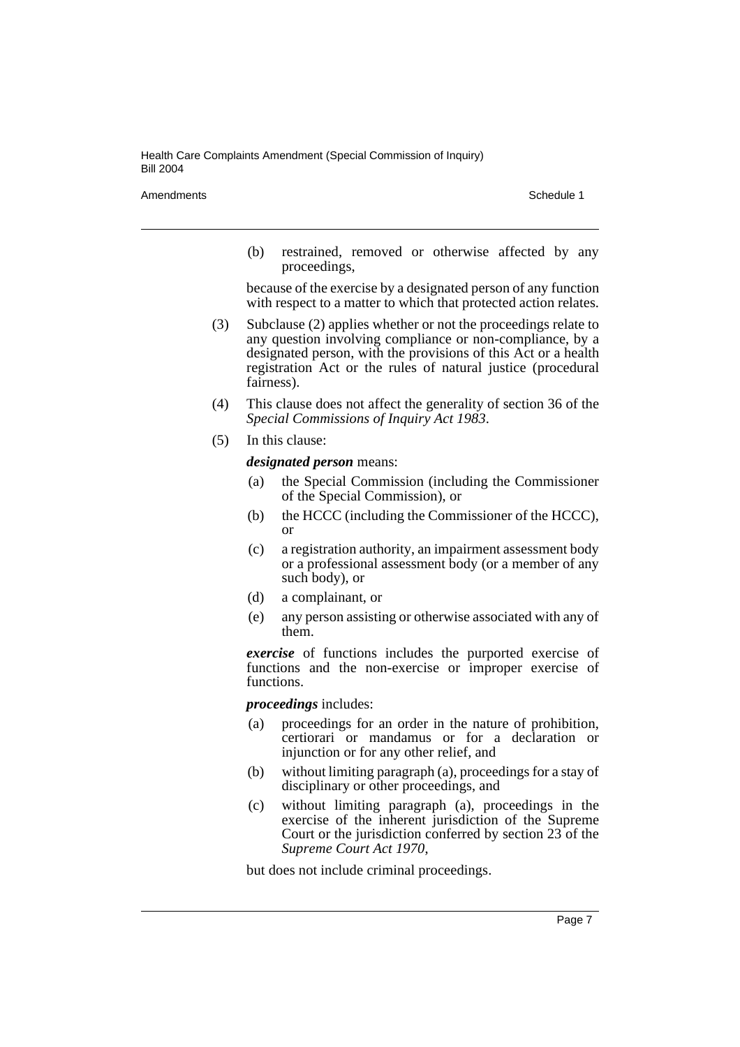(b) restrained, removed or otherwise affected by any proceedings,

because of the exercise by a designated person of any function with respect to a matter to which that protected action relates.

(3) Subclause (2) applies whether or not the proceedings relate to any question involving compliance or non-compliance, by a designated person, with the provisions of this Act or a health registration Act or the rules of natural justice (procedural fairness).

(4) This clause does not affect the generality of section 36 of the *Special Commissions of Inquiry Act 1983*.

(5) In this clause:

***designated person*** means:

(a) the Special Commission (including the Commissioner of the Special Commission), or

(b) the HCCC (including the Commissioner of the HCCC), or

(c) a registration authority, an impairment assessment body or a professional assessment body (or a member of any such body), or

(d) a complainant, or

(e) any person assisting or otherwise associated with any of them.

***exercise*** of functions includes the purported exercise of functions and the non-exercise or improper exercise of functions.

***proceedings*** includes:

(a) proceedings for an order in the nature of prohibition, certiorari or mandamus or for a declaration or injunction or for any other relief, and

(b) without limiting paragraph (a), proceedings for a stay of disciplinary or other proceedings, and

(c) without limiting paragraph (a), proceedings in the exercise of the inherent jurisdiction of the Supreme Court or the jurisdiction conferred by section 23 of the *Supreme Court Act 1970*,

but does not include criminal proceedings.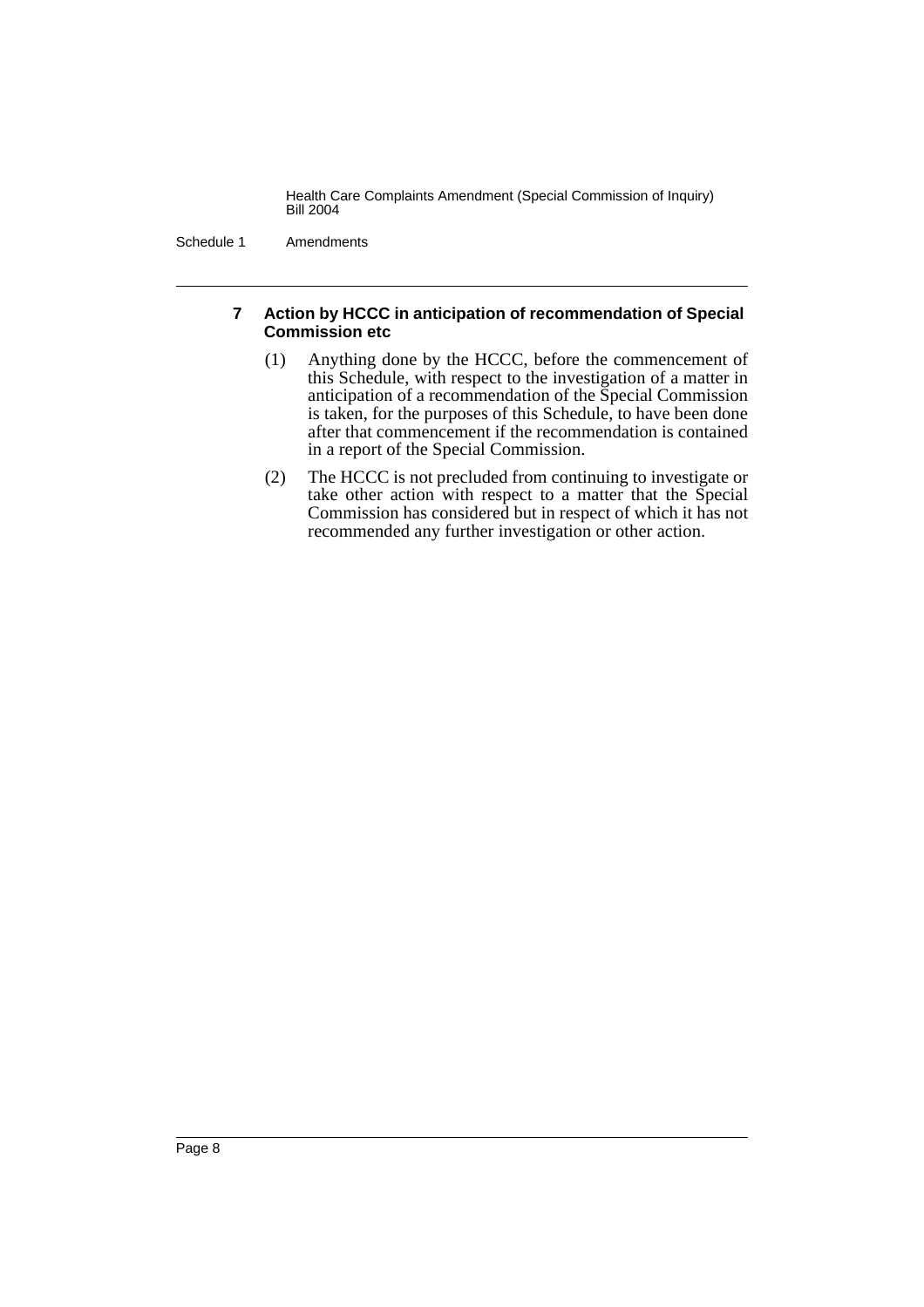### 7 Action by HCCC in anticipation of recommendation of Special Commission etc

(1) Anything done by the HCCC, before the commencement of this Schedule, with respect to the investigation of a matter in anticipation of a recommendation of the Special Commission is taken, for the purposes of this Schedule, to have been done after that commencement if the recommendation is contained in a report of the Special Commission.

(2) The HCCC is not precluded from continuing to investigate or take other action with respect to a matter that the Special Commission has considered but in respect of which it has not recommended any further investigation or other action.